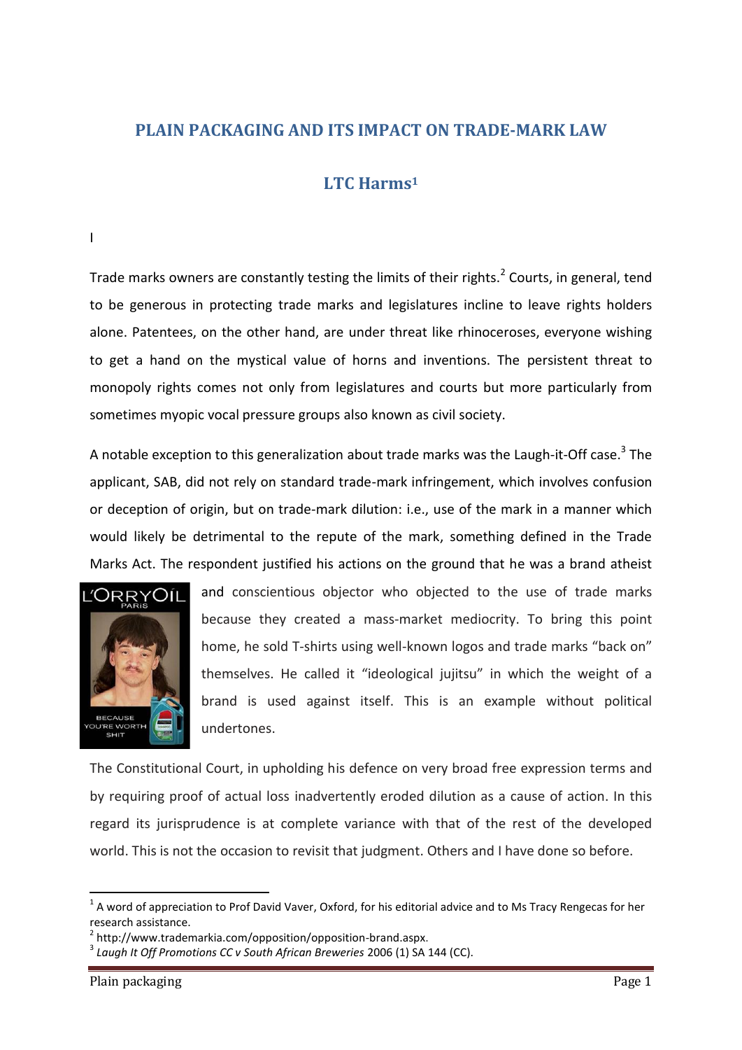# PLAIN PACKAGING AND ITS IMPACT ON TRADE-MARK LAW

## LTC Harms[1]

I

Trade marks owners are constantly testing the limits of their rights.[2] Courts, in general, tend to be generous in protecting trade marks and legislatures incline to leave rights holders alone. Patentees, on the other hand, are under threat like rhinoceroses, everyone wishing to get a hand on the mystical value of horns and inventions. The persistent threat to monopoly rights comes not only from legislatures and courts but more particularly from sometimes myopic vocal pressure groups also known as civil society.

A notable exception to this generalization about trade marks was the Laugh-it-Off case.[3] The applicant, SAB, did not rely on standard trade-mark infringement, which involves confusion or deception of origin, but on trade-mark dilution: i.e., use of the mark in a manner which would likely be detrimental to the repute of the mark, something defined in the Trade Marks Act. The respondent justified his actions on the ground that he was a brand atheist and conscientious objector who objected to the use of trade marks because they created a mass-market mediocrity. To bring this point home, he sold T-shirts using well-known logos and trade marks "back on" themselves. He called it "ideological jujitsu" in which the weight of a brand is used against itself. This is an example without political undertones.

The Constitutional Court, in upholding his defence on very broad free expression terms and by requiring proof of actual loss inadvertently eroded dilution as a cause of action. In this regard its jurisprudence is at complete variance with that of the rest of the developed world. This is not the occasion to revisit that judgment. Others and I have done so before.

---

[1] A word of appreciation to Prof David Vaver, Oxford, for his editorial advice and to Ms Tracy Rengecas for her research assistance.

[2] http://www.trademarkia.com/opposition/opposition-brand.aspx.

[3] *Laugh It Off Promotions CC v South African Breweries* 2006 (1) SA 144 (CC).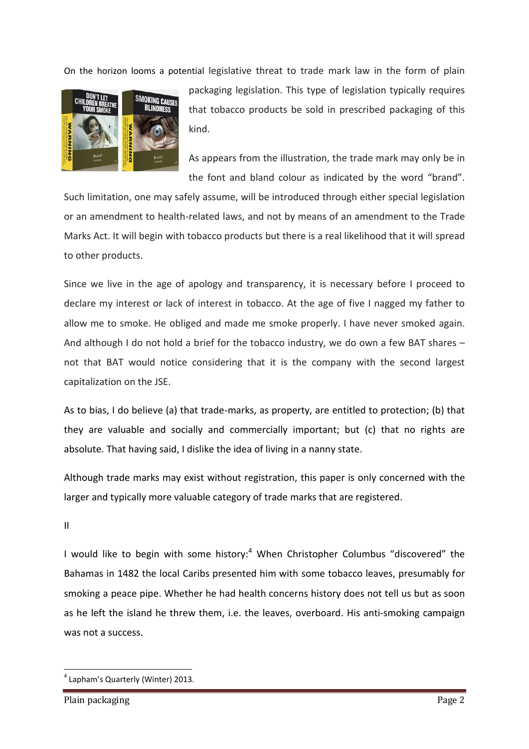On the horizon looms a potential legislative threat to trade mark law in the form of plain packaging legislation. This type of legislation typically requires that tobacco products be sold in prescribed packaging of this kind.

As appears from the illustration, the trade mark may only be in the font and bland colour as indicated by the word "brand". Such limitation, one may safely assume, will be introduced through either special legislation or an amendment to health-related laws, and not by means of an amendment to the Trade Marks Act. It will begin with tobacco products but there is a real likelihood that it will spread to other products.

Since we live in the age of apology and transparency, it is necessary before I proceed to declare my interest or lack of interest in tobacco. At the age of five I nagged my father to allow me to smoke. He obliged and made me smoke properly. I have never smoked again. And although I do not hold a brief for the tobacco industry, we do own a few BAT shares – not that BAT would notice considering that it is the company with the second largest capitalization on the JSE.

As to bias, I do believe (a) that trade-marks, as property, are entitled to protection; (b) that they are valuable and socially and commercially important; but (c) that no rights are absolute. That having said, I dislike the idea of living in a nanny state.

Although trade marks may exist without registration, this paper is only concerned with the larger and typically more valuable category of trade marks that are registered.

II

I would like to begin with some history:[4] When Christopher Columbus "discovered" the Bahamas in 1482 the local Caribs presented him with some tobacco leaves, presumably for smoking a peace pipe. Whether he had health concerns history does not tell us but as soon as he left the island he threw them, i.e. the leaves, overboard. His anti-smoking campaign was not a success.

[4] Lapham's Quarterly (Winter) 2013.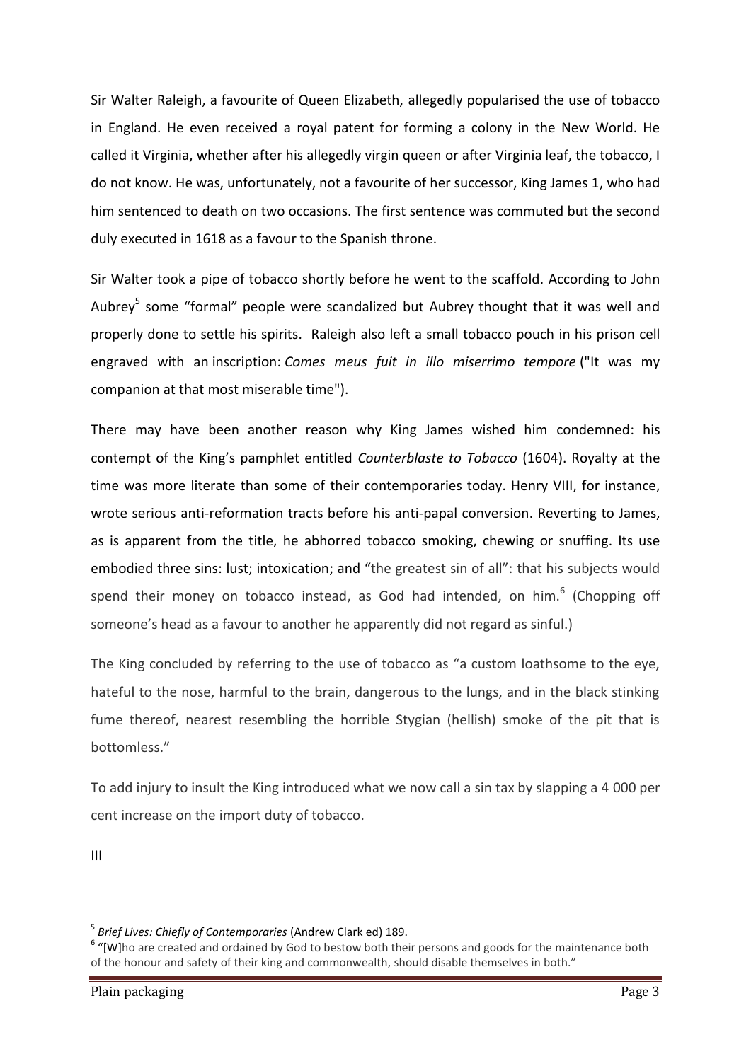Sir Walter Raleigh, a favourite of Queen Elizabeth, allegedly popularised the use of tobacco in England. He even received a royal patent for forming a colony in the New World. He called it Virginia, whether after his allegedly virgin queen or after Virginia leaf, the tobacco, I do not know. He was, unfortunately, not a favourite of her successor, King James 1, who had him sentenced to death on two occasions. The first sentence was commuted but the second duly executed in 1618 as a favour to the Spanish throne.

Sir Walter took a pipe of tobacco shortly before he went to the scaffold. According to John Aubrey[5] some "formal" people were scandalized but Aubrey thought that it was well and properly done to settle his spirits. Raleigh also left a small tobacco pouch in his prison cell engraved with an inscription: *Comes meus fuit in illo miserrimo tempore* ("It was my companion at that most miserable time").

There may have been another reason why King James wished him condemned: his contempt of the King's pamphlet entitled *Counterblaste to Tobacco* (1604). Royalty at the time was more literate than some of their contemporaries today. Henry VIII, for instance, wrote serious anti-reformation tracts before his anti-papal conversion. Reverting to James, as is apparent from the title, he abhorred tobacco smoking, chewing or snuffing. Its use embodied three sins: lust; intoxication; and "the greatest sin of all": that his subjects would spend their money on tobacco instead, as God had intended, on him.[6] (Chopping off someone's head as a favour to another he apparently did not regard as sinful.)

The King concluded by referring to the use of tobacco as "a custom loathsome to the eye, hateful to the nose, harmful to the brain, dangerous to the lungs, and in the black stinking fume thereof, nearest resembling the horrible Stygian (hellish) smoke of the pit that is bottomless."

To add injury to insult the King introduced what we now call a sin tax by slapping a 4 000 per cent increase on the import duty of tobacco.

III

---

[5] *Brief Lives: Chiefly of Contemporaries* (Andrew Clark ed) 189.

[6] "[W]ho are created and ordained by God to bestow both their persons and goods for the maintenance both of the honour and safety of their king and commonwealth, should disable themselves in both."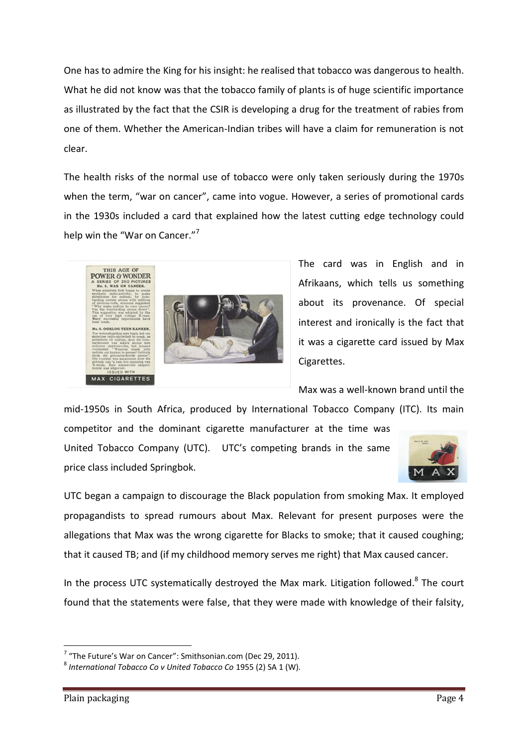One has to admire the King for his insight: he realised that tobacco was dangerous to health. What he did not know was that the tobacco family of plants is of huge scientific importance as illustrated by the fact that the CSIR is developing a drug for the treatment of rabies from one of them. Whether the American-Indian tribes will have a claim for remuneration is not clear.

The health risks of the normal use of tobacco were only taken seriously during the 1970s when the term, "war on cancer", came into vogue. However, a series of promotional cards in the 1930s included a card that explained how the latest cutting edge technology could help win the "War on Cancer."[7]

The card was in English and in Afrikaans, which tells us something about its provenance. Of special interest and ironically is the fact that it was a cigarette card issued by Max Cigarettes.

Max was a well-known brand until the mid-1950s in South Africa, produced by International Tobacco Company (ITC). Its main competitor and the dominant cigarette manufacturer at the time was United Tobacco Company (UTC). UTC's competing brands in the same price class included Springbok.

UTC began a campaign to discourage the Black population from smoking Max. It employed propagandists to spread rumours about Max. Relevant for present purposes were the allegations that Max was the wrong cigarette for Blacks to smoke; that it caused coughing; that it caused TB; and (if my childhood memory serves me right) that Max caused cancer.

In the process UTC systematically destroyed the Max mark. Litigation followed.[8] The court found that the statements were false, that they were made with knowledge of their falsity,

---

[7] "The Future's War on Cancer": Smithsonian.com (Dec 29, 2011).

[8] *International Tobacco Co v United Tobacco Co* 1955 (2) SA 1 (W).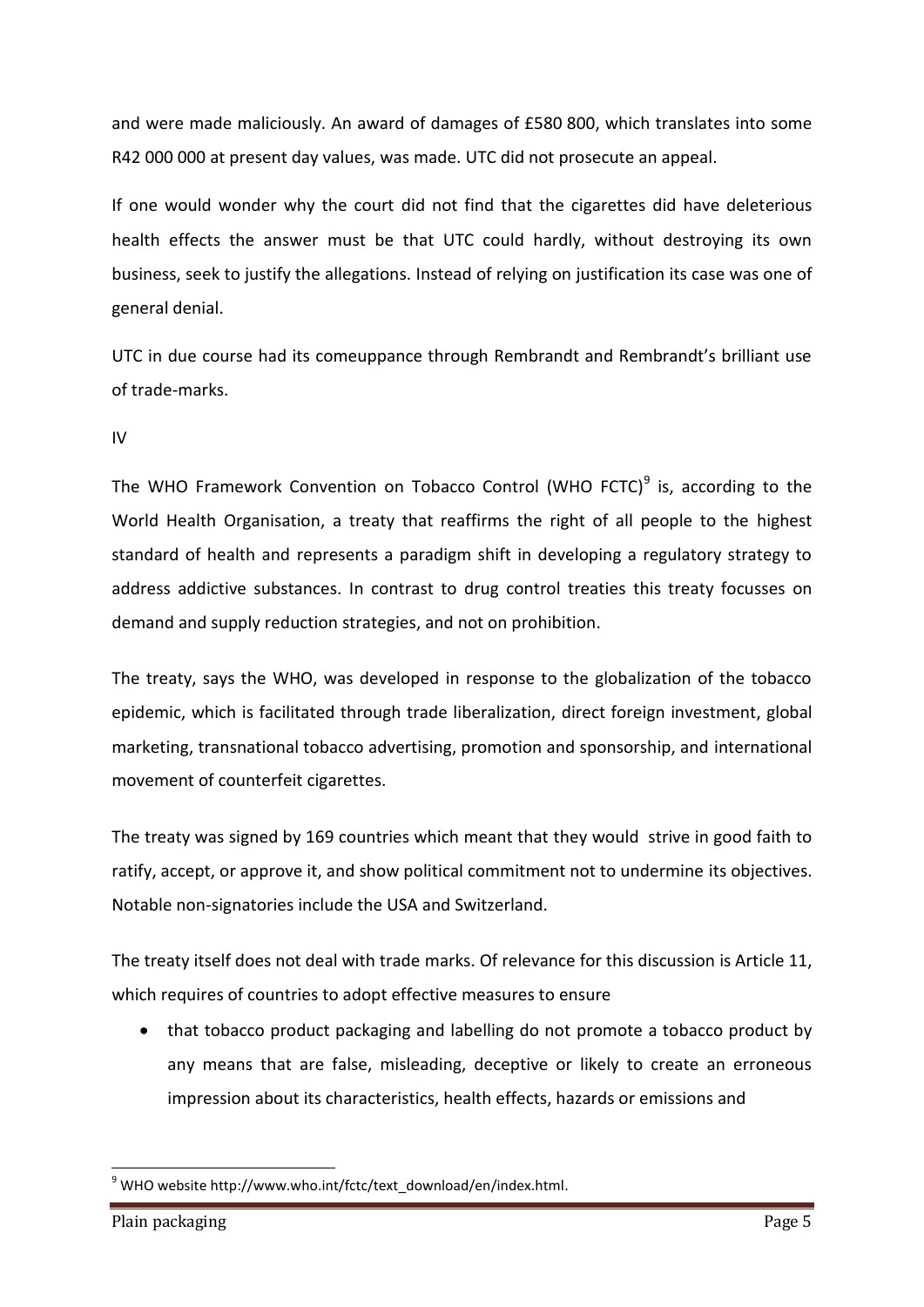and were made maliciously. An award of damages of £580 800, which translates into some R42 000 000 at present day values, was made. UTC did not prosecute an appeal.

If one would wonder why the court did not find that the cigarettes did have deleterious health effects the answer must be that UTC could hardly, without destroying its own business, seek to justify the allegations. Instead of relying on justification its case was one of general denial.

UTC in due course had its comeuppance through Rembrandt and Rembrandt's brilliant use of trade-marks.

IV

The WHO Framework Convention on Tobacco Control (WHO FCTC)[9] is, according to the World Health Organisation, a treaty that reaffirms the right of all people to the highest standard of health and represents a paradigm shift in developing a regulatory strategy to address addictive substances. In contrast to drug control treaties this treaty focusses on demand and supply reduction strategies, and not on prohibition.

The treaty, says the WHO, was developed in response to the globalization of the tobacco epidemic, which is facilitated through trade liberalization, direct foreign investment, global marketing, transnational tobacco advertising, promotion and sponsorship, and international movement of counterfeit cigarettes.

The treaty was signed by 169 countries which meant that they would strive in good faith to ratify, accept, or approve it, and show political commitment not to undermine its objectives. Notable non-signatories include the USA and Switzerland.

The treaty itself does not deal with trade marks. Of relevance for this discussion is Article 11, which requires of countries to adopt effective measures to ensure

- that tobacco product packaging and labelling do not promote a tobacco product by any means that are false, misleading, deceptive or likely to create an erroneous impression about its characteristics, health effects, hazards or emissions and

[9] WHO website http://www.who.int/fctc/text_download/en/index.html.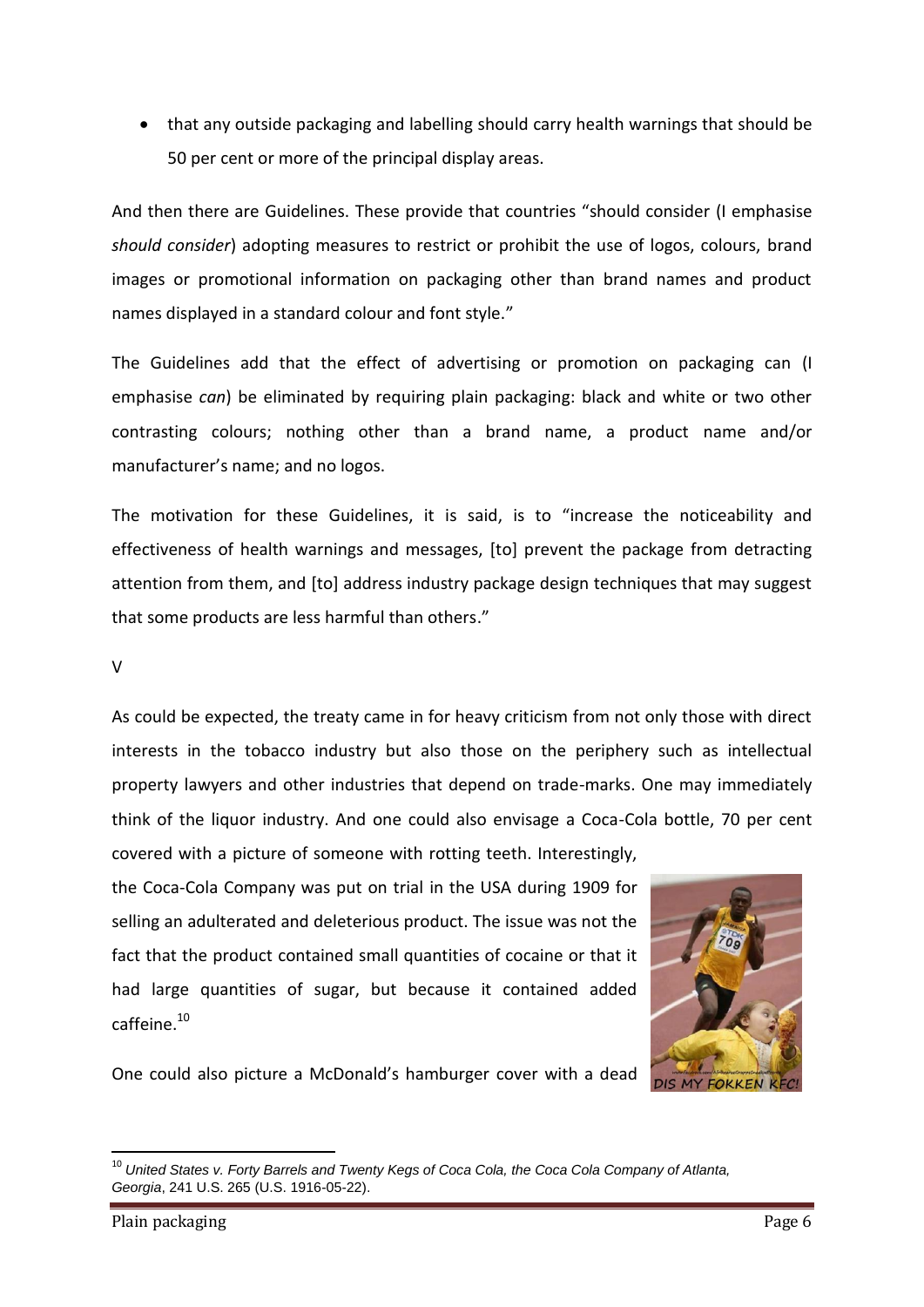- that any outside packaging and labelling should carry health warnings that should be 50 per cent or more of the principal display areas.

And then there are Guidelines. These provide that countries "should consider (I emphasise *should consider*) adopting measures to restrict or prohibit the use of logos, colours, brand images or promotional information on packaging other than brand names and product names displayed in a standard colour and font style."

The Guidelines add that the effect of advertising or promotion on packaging can (I emphasise *can*) be eliminated by requiring plain packaging: black and white or two other contrasting colours; nothing other than a brand name, a product name and/or manufacturer's name; and no logos.

The motivation for these Guidelines, it is said, is to "increase the noticeability and effectiveness of health warnings and messages, [to] prevent the package from detracting attention from them, and [to] address industry package design techniques that may suggest that some products are less harmful than others."

V

As could be expected, the treaty came in for heavy criticism from not only those with direct interests in the tobacco industry but also those on the periphery such as intellectual property lawyers and other industries that depend on trade-marks. One may immediately think of the liquor industry. And one could also envisage a Coca-Cola bottle, 70 per cent covered with a picture of someone with rotting teeth. Interestingly, the Coca-Cola Company was put on trial in the USA during 1909 for selling an adulterated and deleterious product. The issue was not the fact that the product contained small quantities of cocaine or that it had large quantities of sugar, but because it contained added caffeine.[10]

One could also picture a McDonald's hamburger cover with a dead

[10] *United States v. Forty Barrels and Twenty Kegs of Coca Cola, the Coca Cola Company of Atlanta, Georgia*, 241 U.S. 265 (U.S. 1916-05-22).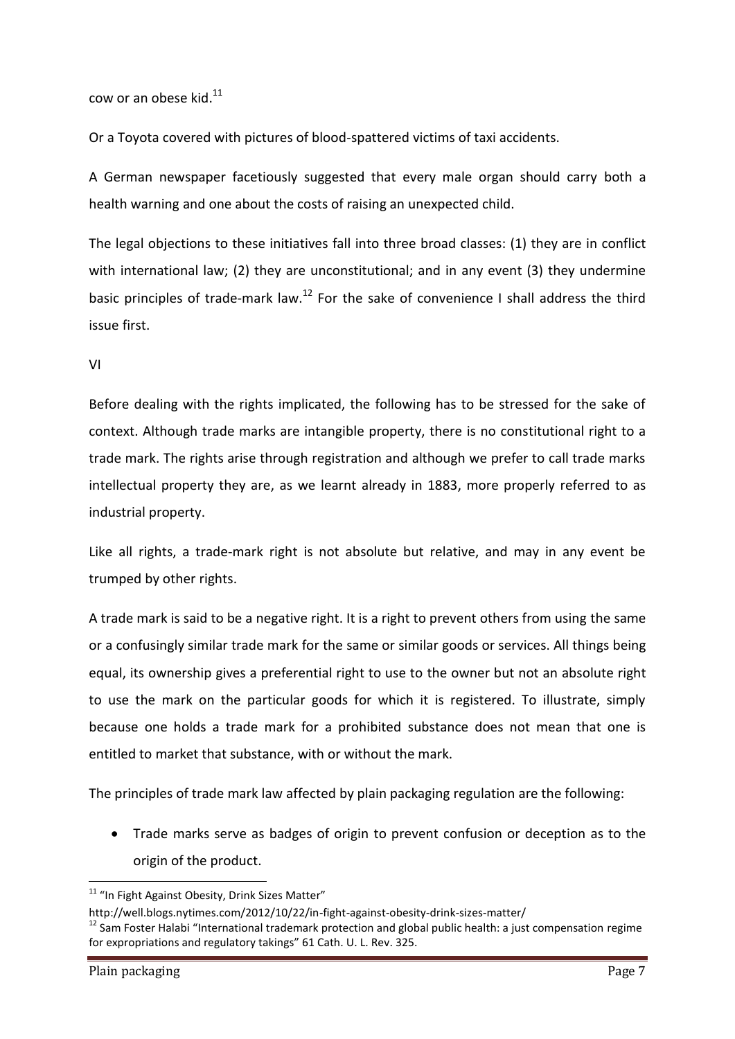cow or an obese kid.[11]

Or a Toyota covered with pictures of blood-spattered victims of taxi accidents.

A German newspaper facetiously suggested that every male organ should carry both a health warning and one about the costs of raising an unexpected child.

The legal objections to these initiatives fall into three broad classes: (1) they are in conflict with international law; (2) they are unconstitutional; and in any event (3) they undermine basic principles of trade-mark law.[12] For the sake of convenience I shall address the third issue first.

VI

Before dealing with the rights implicated, the following has to be stressed for the sake of context. Although trade marks are intangible property, there is no constitutional right to a trade mark. The rights arise through registration and although we prefer to call trade marks intellectual property they are, as we learnt already in 1883, more properly referred to as industrial property.

Like all rights, a trade-mark right is not absolute but relative, and may in any event be trumped by other rights.

A trade mark is said to be a negative right. It is a right to prevent others from using the same or a confusingly similar trade mark for the same or similar goods or services. All things being equal, its ownership gives a preferential right to use to the owner but not an absolute right to use the mark on the particular goods for which it is registered. To illustrate, simply because one holds a trade mark for a prohibited substance does not mean that one is entitled to market that substance, with or without the mark.

The principles of trade mark law affected by plain packaging regulation are the following:

- Trade marks serve as badges of origin to prevent confusion or deception as to the origin of the product.

---

[11] "In Fight Against Obesity, Drink Sizes Matter" http://well.blogs.nytimes.com/2012/10/22/in-fight-against-obesity-drink-sizes-matter/

[12] Sam Foster Halabi "International trademark protection and global public health: a just compensation regime for expropriations and regulatory takings" 61 Cath. U. L. Rev. 325.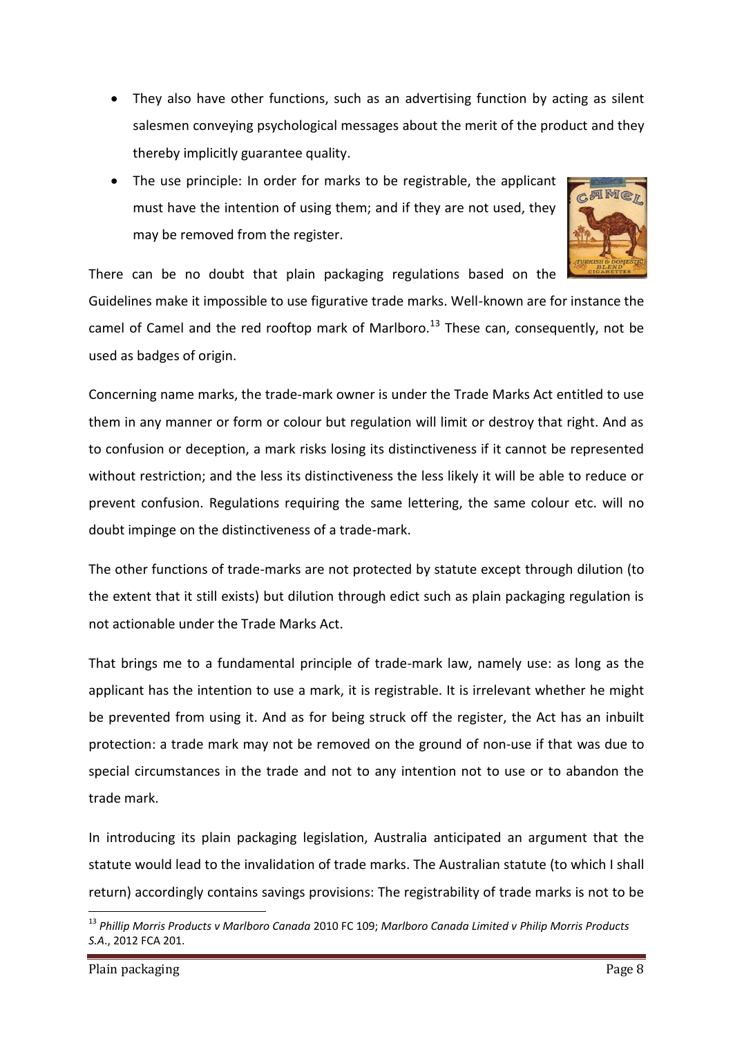- They also have other functions, such as an advertising function by acting as silent salesmen conveying psychological messages about the merit of the product and they thereby implicitly guarantee quality.
- The use principle: In order for marks to be registrable, the applicant must have the intention of using them; and if they are not used, they may be removed from the register.

There can be no doubt that plain packaging regulations based on the Guidelines make it impossible to use figurative trade marks. Well-known are for instance the camel of Camel and the red rooftop mark of Marlboro.[13] These can, consequently, not be used as badges of origin.

Concerning name marks, the trade-mark owner is under the Trade Marks Act entitled to use them in any manner or form or colour but regulation will limit or destroy that right. And as to confusion or deception, a mark risks losing its distinctiveness if it cannot be represented without restriction; and the less its distinctiveness the less likely it will be able to reduce or prevent confusion. Regulations requiring the same lettering, the same colour etc. will no doubt impinge on the distinctiveness of a trade-mark.

The other functions of trade-marks are not protected by statute except through dilution (to the extent that it still exists) but dilution through edict such as plain packaging regulation is not actionable under the Trade Marks Act.

That brings me to a fundamental principle of trade-mark law, namely use: as long as the applicant has the intention to use a mark, it is registrable. It is irrelevant whether he might be prevented from using it. And as for being struck off the register, the Act has an inbuilt protection: a trade mark may not be removed on the ground of non-use if that was due to special circumstances in the trade and not to any intention not to use or to abandon the trade mark.

In introducing its plain packaging legislation, Australia anticipated an argument that the statute would lead to the invalidation of trade marks. The Australian statute (to which I shall return) accordingly contains savings provisions: The registrability of trade marks is not to be

[13] *Phillip Morris Products v Marlboro Canada* 2010 FC 109; *Marlboro Canada Limited v Philip Morris Products S.A.*, 2012 FCA 201.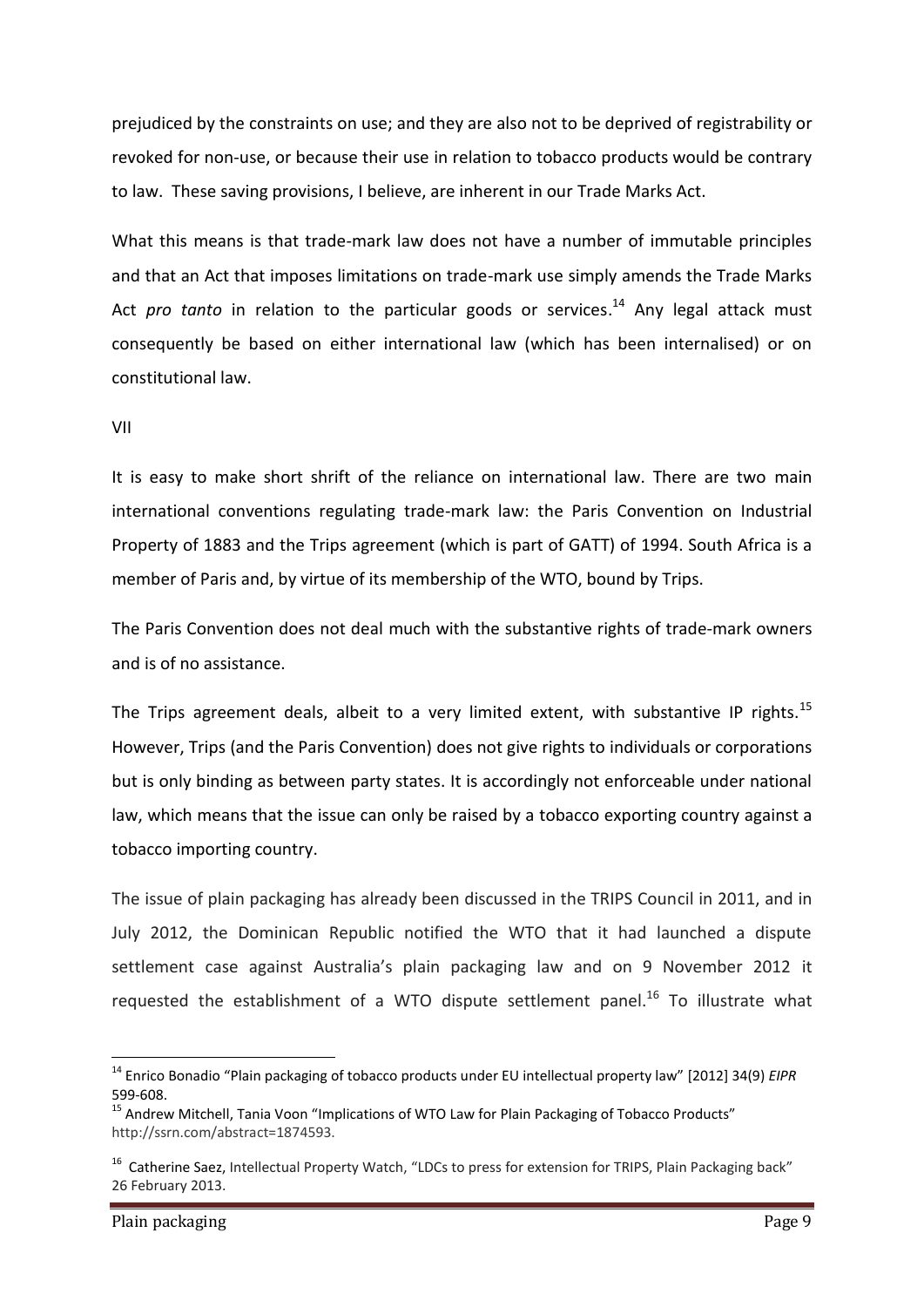prejudiced by the constraints on use; and they are also not to be deprived of registrability or revoked for non-use, or because their use in relation to tobacco products would be contrary to law. These saving provisions, I believe, are inherent in our Trade Marks Act.

What this means is that trade-mark law does not have a number of immutable principles and that an Act that imposes limitations on trade-mark use simply amends the Trade Marks Act *pro tanto* in relation to the particular goods or services.[14] Any legal attack must consequently be based on either international law (which has been internalised) or on constitutional law.

## VII

It is easy to make short shrift of the reliance on international law. There are two main international conventions regulating trade-mark law: the Paris Convention on Industrial Property of 1883 and the Trips agreement (which is part of GATT) of 1994. South Africa is a member of Paris and, by virtue of its membership of the WTO, bound by Trips.

The Paris Convention does not deal much with the substantive rights of trade-mark owners and is of no assistance.

The Trips agreement deals, albeit to a very limited extent, with substantive IP rights.[15] However, Trips (and the Paris Convention) does not give rights to individuals or corporations but is only binding as between party states. It is accordingly not enforceable under national law, which means that the issue can only be raised by a tobacco exporting country against a tobacco importing country.

The issue of plain packaging has already been discussed in the TRIPS Council in 2011, and in July 2012, the Dominican Republic notified the WTO that it had launched a dispute settlement case against Australia's plain packaging law and on 9 November 2012 it requested the establishment of a WTO dispute settlement panel.[16] To illustrate what

---

[14] Enrico Bonadio "Plain packaging of tobacco products under EU intellectual property law" [2012] 34(9) *EIPR* 599-608.

[15] Andrew Mitchell, Tania Voon "Implications of WTO Law for Plain Packaging of Tobacco Products" http://ssrn.com/abstract=1874593.

[16] Catherine Saez, Intellectual Property Watch, "LDCs to press for extension for TRIPS, Plain Packaging back" 26 February 2013.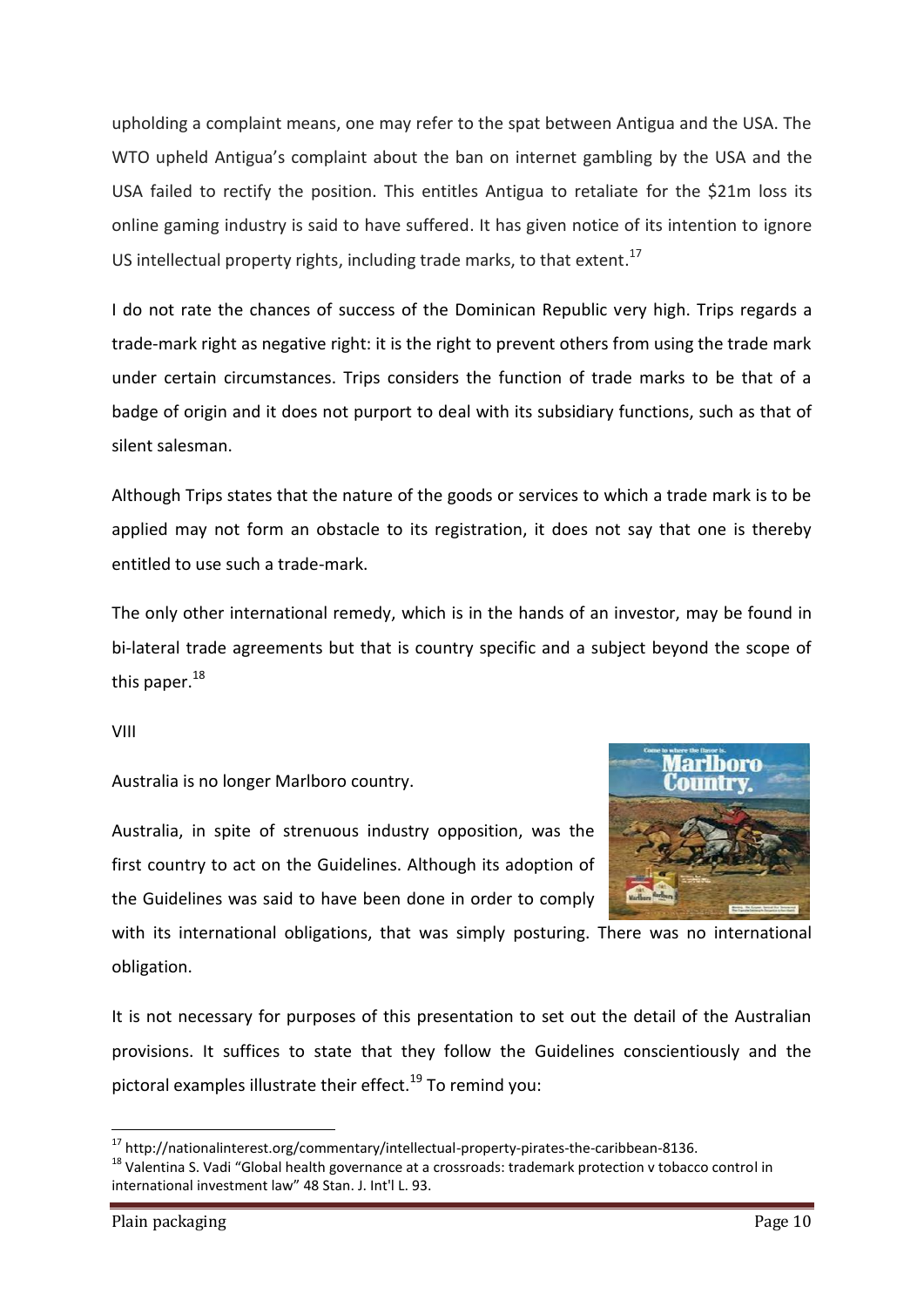upholding a complaint means, one may refer to the spat between Antigua and the USA. The WTO upheld Antigua's complaint about the ban on internet gambling by the USA and the USA failed to rectify the position. This entitles Antigua to retaliate for the $21m loss its online gaming industry is said to have suffered. It has given notice of its intention to ignore US intellectual property rights, including trade marks, to that extent.[17]

I do not rate the chances of success of the Dominican Republic very high. Trips regards a trade-mark right as negative right: it is the right to prevent others from using the trade mark under certain circumstances. Trips considers the function of trade marks to be that of a badge of origin and it does not purport to deal with its subsidiary functions, such as that of silent salesman.

Although Trips states that the nature of the goods or services to which a trade mark is to be applied may not form an obstacle to its registration, it does not say that one is thereby entitled to use such a trade-mark.

The only other international remedy, which is in the hands of an investor, may be found in bi-lateral trade agreements but that is country specific and a subject beyond the scope of this paper.[18]

## VIII

Australia is no longer Marlboro country.

Australia, in spite of strenuous industry opposition, was the first country to act on the Guidelines. Although its adoption of the Guidelines was said to have been done in order to comply with its international obligations, that was simply posturing. There was no international obligation.

It is not necessary for purposes of this presentation to set out the detail of the Australian provisions. It suffices to state that they follow the Guidelines conscientiously and the pictoral examples illustrate their effect.[19] To remind you:

---

[17] http://nationalinterest.org/commentary/intellectual-property-pirates-the-caribbean-8136.

[18] Valentina S. Vadi "Global health governance at a crossroads: trademark protection v tobacco control in international investment law" 48 Stan. J. Int'l L. 93.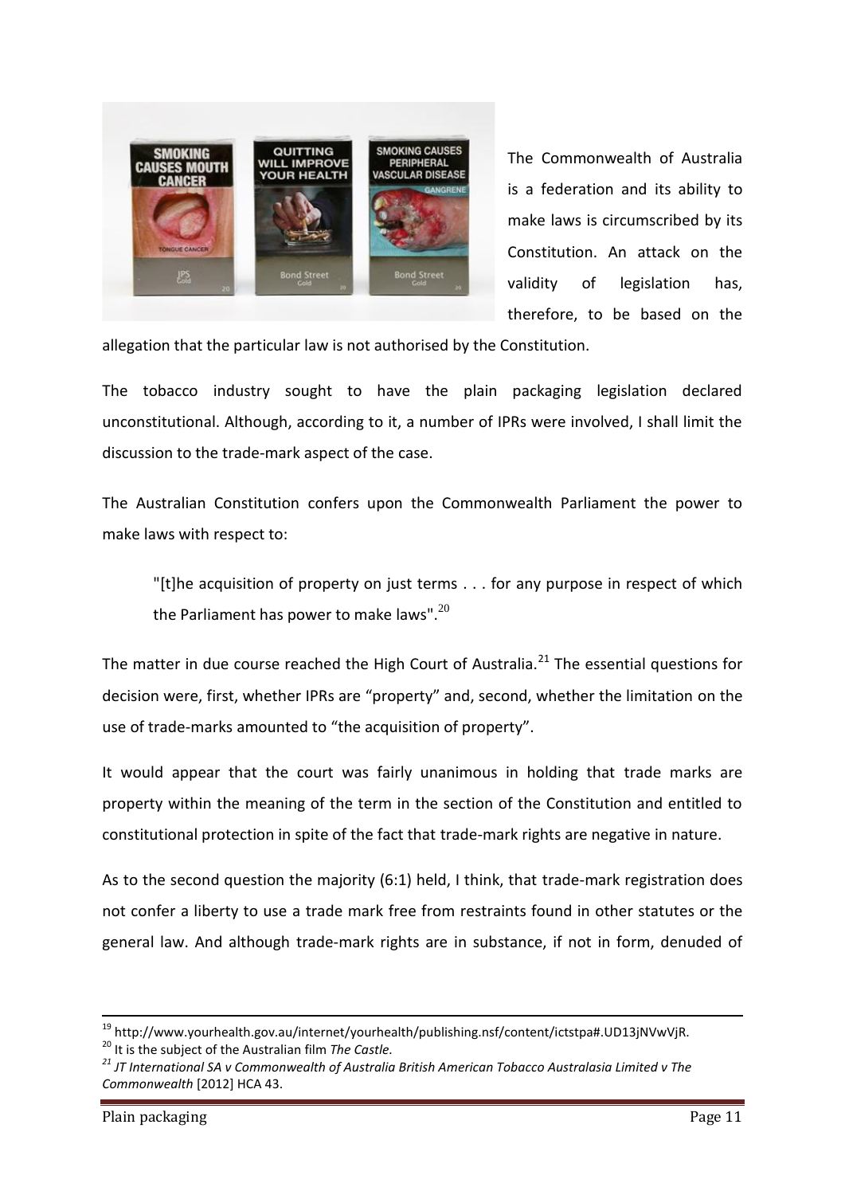The Commonwealth of Australia is a federation and its ability to make laws is circumscribed by its Constitution. An attack on the validity of legislation has, therefore, to be based on the allegation that the particular law is not authorised by the Constitution.

The tobacco industry sought to have the plain packaging legislation declared unconstitutional. Although, according to it, a number of IPRs were involved, I shall limit the discussion to the trade-mark aspect of the case.

The Australian Constitution confers upon the Commonwealth Parliament the power to make laws with respect to:

> "[t]he acquisition of property on just terms . . . for any purpose in respect of which the Parliament has power to make laws".[20]

The matter in due course reached the High Court of Australia.[21] The essential questions for decision were, first, whether IPRs are "property" and, second, whether the limitation on the use of trade-marks amounted to "the acquisition of property".

It would appear that the court was fairly unanimous in holding that trade marks are property within the meaning of the term in the section of the Constitution and entitled to constitutional protection in spite of the fact that trade-mark rights are negative in nature.

As to the second question the majority (6:1) held, I think, that trade-mark registration does not confer a liberty to use a trade mark free from restraints found in other statutes or the general law. And although trade-mark rights are in substance, if not in form, denuded of

---

[19] http://www.yourhealth.gov.au/internet/yourhealth/publishing.nsf/content/ictstpa#.UD13jNVwVjR.

[20] It is the subject of the Australian film *The Castle.*

[21] *JT International SA v Commonwealth of Australia British American Tobacco Australasia Limited v The Commonwealth* [2012] HCA 43.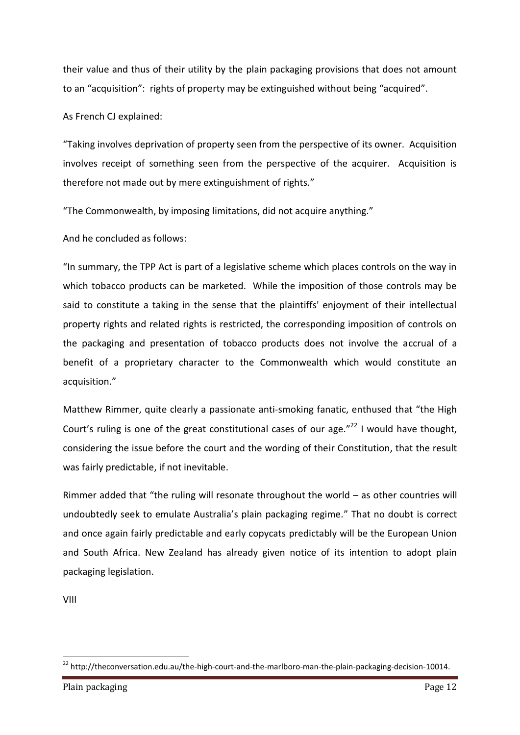their value and thus of their utility by the plain packaging provisions that does not amount to an "acquisition": rights of property may be extinguished without being "acquired".

As French CJ explained:

"Taking involves deprivation of property seen from the perspective of its owner. Acquisition involves receipt of something seen from the perspective of the acquirer. Acquisition is therefore not made out by mere extinguishment of rights."

"The Commonwealth, by imposing limitations, did not acquire anything."

And he concluded as follows:

"In summary, the TPP Act is part of a legislative scheme which places controls on the way in which tobacco products can be marketed. While the imposition of those controls may be said to constitute a taking in the sense that the plaintiffs' enjoyment of their intellectual property rights and related rights is restricted, the corresponding imposition of controls on the packaging and presentation of tobacco products does not involve the accrual of a benefit of a proprietary character to the Commonwealth which would constitute an acquisition."

Matthew Rimmer, quite clearly a passionate anti-smoking fanatic, enthused that "the High Court's ruling is one of the great constitutional cases of our age."[22] I would have thought, considering the issue before the court and the wording of their Constitution, that the result was fairly predictable, if not inevitable.

Rimmer added that "the ruling will resonate throughout the world – as other countries will undoubtedly seek to emulate Australia's plain packaging regime." That no doubt is correct and once again fairly predictable and early copycats predictably will be the European Union and South Africa. New Zealand has already given notice of its intention to adopt plain packaging legislation.

VIII

---

[22] http://theconversation.edu.au/the-high-court-and-the-marlboro-man-the-plain-packaging-decision-10014.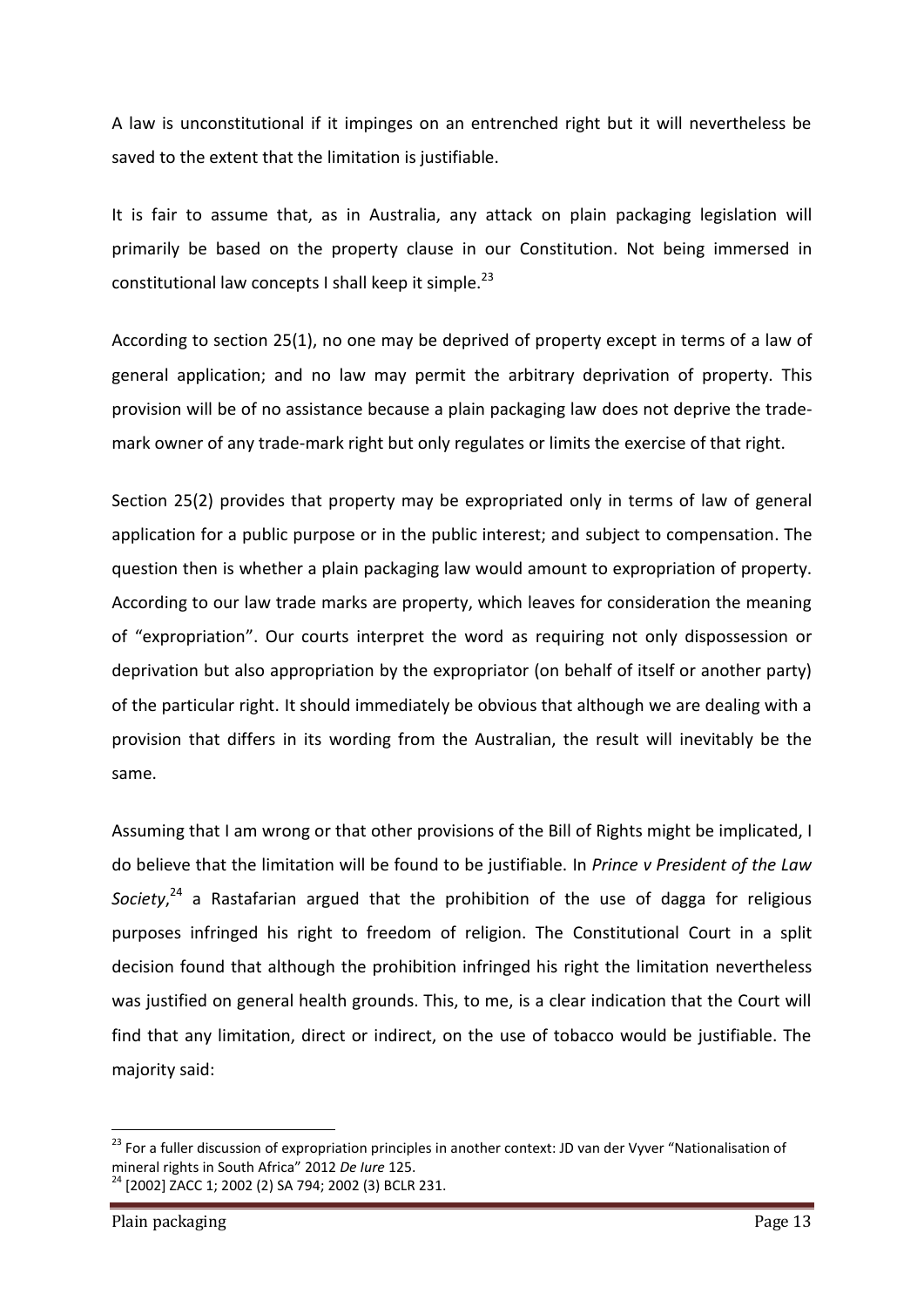A law is unconstitutional if it impinges on an entrenched right but it will nevertheless be saved to the extent that the limitation is justifiable.

It is fair to assume that, as in Australia, any attack on plain packaging legislation will primarily be based on the property clause in our Constitution. Not being immersed in constitutional law concepts I shall keep it simple.[23]

According to section 25(1), no one may be deprived of property except in terms of a law of general application; and no law may permit the arbitrary deprivation of property. This provision will be of no assistance because a plain packaging law does not deprive the trade-mark owner of any trade-mark right but only regulates or limits the exercise of that right.

Section 25(2) provides that property may be expropriated only in terms of law of general application for a public purpose or in the public interest; and subject to compensation. The question then is whether a plain packaging law would amount to expropriation of property. According to our law trade marks are property, which leaves for consideration the meaning of "expropriation". Our courts interpret the word as requiring not only dispossession or deprivation but also appropriation by the expropriator (on behalf of itself or another party) of the particular right. It should immediately be obvious that although we are dealing with a provision that differs in its wording from the Australian, the result will inevitably be the same.

Assuming that I am wrong or that other provisions of the Bill of Rights might be implicated, I do believe that the limitation will be found to be justifiable. In *Prince v President of the Law Society*,[24] a Rastafarian argued that the prohibition of the use of dagga for religious purposes infringed his right to freedom of religion. The Constitutional Court in a split decision found that although the prohibition infringed his right the limitation nevertheless was justified on general health grounds. This, to me, is a clear indication that the Court will find that any limitation, direct or indirect, on the use of tobacco would be justifiable. The majority said:

---

[23] For a fuller discussion of expropriation principles in another context: JD van der Vyver "Nationalisation of mineral rights in South Africa" 2012 *De Iure* 125.

[24] [2002] ZACC 1; 2002 (2) SA 794; 2002 (3) BCLR 231.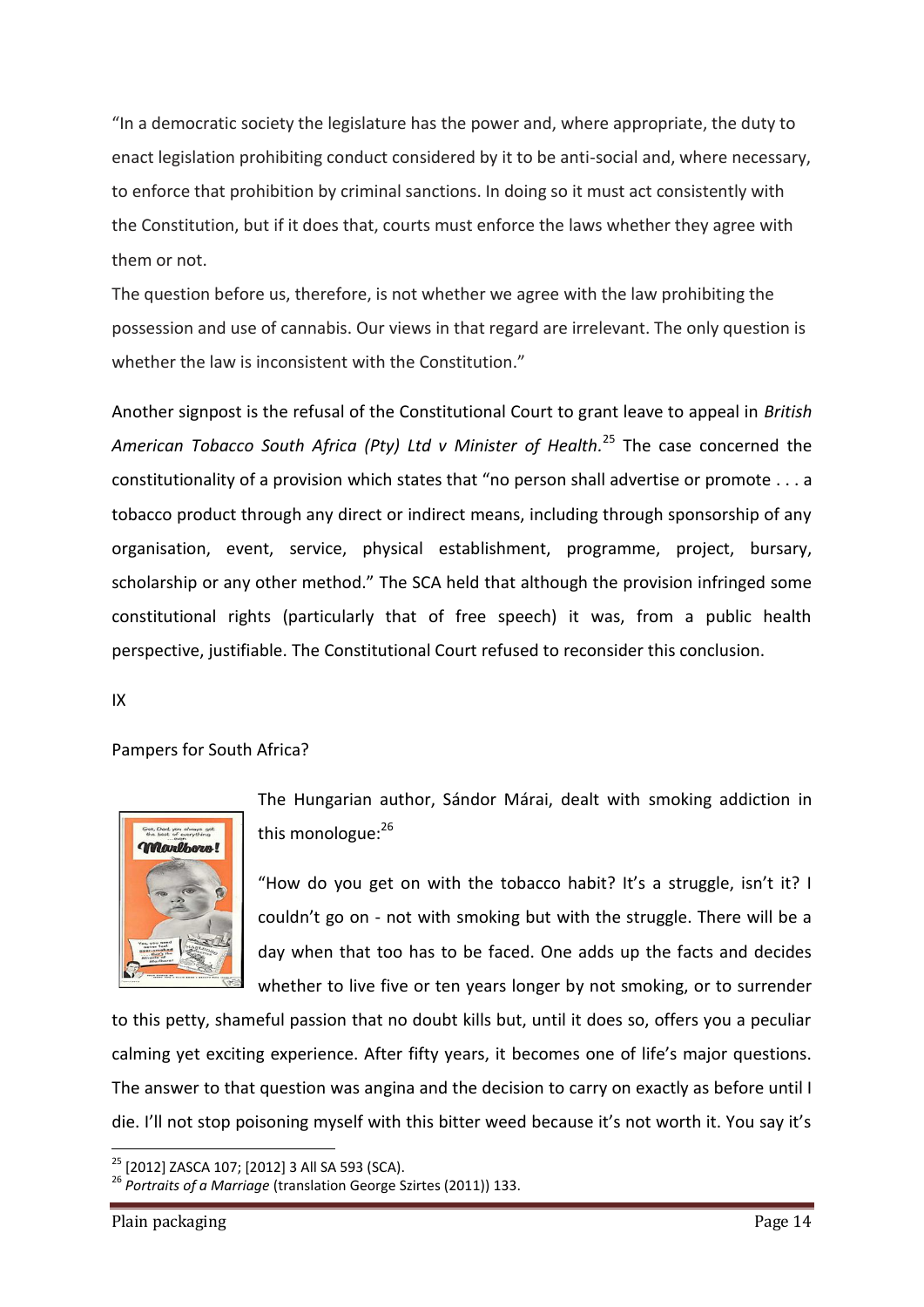"In a democratic society the legislature has the power and, where appropriate, the duty to enact legislation prohibiting conduct considered by it to be anti-social and, where necessary, to enforce that prohibition by criminal sanctions. In doing so it must act consistently with the Constitution, but if it does that, courts must enforce the laws whether they agree with them or not.

The question before us, therefore, is not whether we agree with the law prohibiting the possession and use of cannabis. Our views in that regard are irrelevant. The only question is whether the law is inconsistent with the Constitution."

Another signpost is the refusal of the Constitutional Court to grant leave to appeal in *British American Tobacco South Africa (Pty) Ltd v Minister of Health*.[25] The case concerned the constitutionality of a provision which states that "no person shall advertise or promote . . . a tobacco product through any direct or indirect means, including through sponsorship of any organisation, event, service, physical establishment, programme, project, bursary, scholarship or any other method." The SCA held that although the provision infringed some constitutional rights (particularly that of free speech) it was, from a public health perspective, justifiable. The Constitutional Court refused to reconsider this conclusion.

## IX

## Pampers for South Africa?

The Hungarian author, Sándor Márai, dealt with smoking addiction in this monologue:[26]

"How do you get on with the tobacco habit? It's a struggle, isn't it? I couldn't go on - not with smoking but with the struggle. There will be a day when that too has to be faced. One adds up the facts and decides whether to live five or ten years longer by not smoking, or to surrender to this petty, shameful passion that no doubt kills but, until it does so, offers you a peculiar calming yet exciting experience. After fifty years, it becomes one of life's major questions. The answer to that question was angina and the decision to carry on exactly as before until I die. I'll not stop poisoning myself with this bitter weed because it's not worth it. You say it's

---

[25] [2012] ZASCA 107; [2012] 3 All SA 593 (SCA).

[26] *Portraits of a Marriage* (translation George Szirtes (2011)) 133.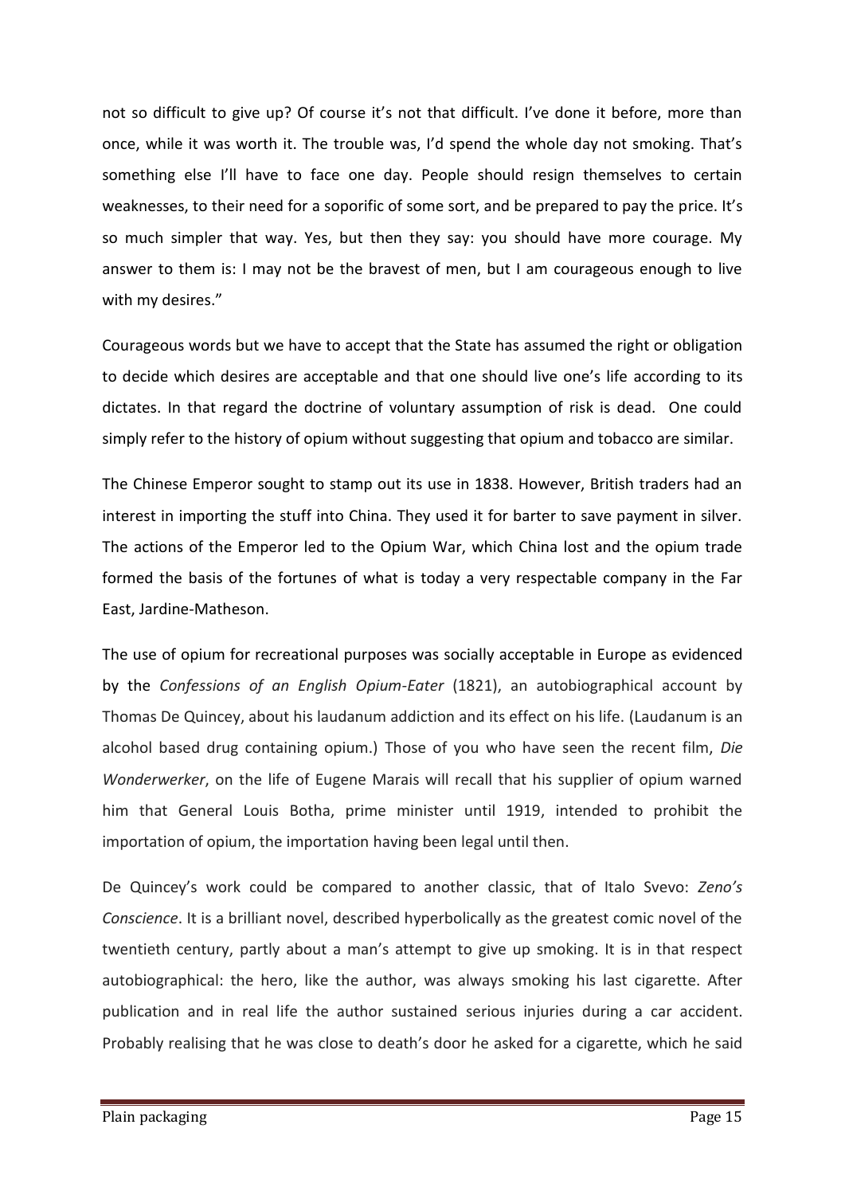not so difficult to give up? Of course it's not that difficult. I've done it before, more than once, while it was worth it. The trouble was, I'd spend the whole day not smoking. That's something else I'll have to face one day. People should resign themselves to certain weaknesses, to their need for a soporific of some sort, and be prepared to pay the price. It's so much simpler that way. Yes, but then they say: you should have more courage. My answer to them is: I may not be the bravest of men, but I am courageous enough to live with my desires."

Courageous words but we have to accept that the State has assumed the right or obligation to decide which desires are acceptable and that one should live one's life according to its dictates. In that regard the doctrine of voluntary assumption of risk is dead. One could simply refer to the history of opium without suggesting that opium and tobacco are similar.

The Chinese Emperor sought to stamp out its use in 1838. However, British traders had an interest in importing the stuff into China. They used it for barter to save payment in silver. The actions of the Emperor led to the Opium War, which China lost and the opium trade formed the basis of the fortunes of what is today a very respectable company in the Far East, Jardine-Matheson.

The use of opium for recreational purposes was socially acceptable in Europe as evidenced by the *Confessions of an English Opium-Eater* (1821), an autobiographical account by Thomas De Quincey, about his laudanum addiction and its effect on his life. (Laudanum is an alcohol based drug containing opium.) Those of you who have seen the recent film, *Die Wonderwerker*, on the life of Eugene Marais will recall that his supplier of opium warned him that General Louis Botha, prime minister until 1919, intended to prohibit the importation of opium, the importation having been legal until then.

De Quincey's work could be compared to another classic, that of Italo Svevo: *Zeno's Conscience*. It is a brilliant novel, described hyperbolically as the greatest comic novel of the twentieth century, partly about a man's attempt to give up smoking. It is in that respect autobiographical: the hero, like the author, was always smoking his last cigarette. After publication and in real life the author sustained serious injuries during a car accident. Probably realising that he was close to death's door he asked for a cigarette, which he said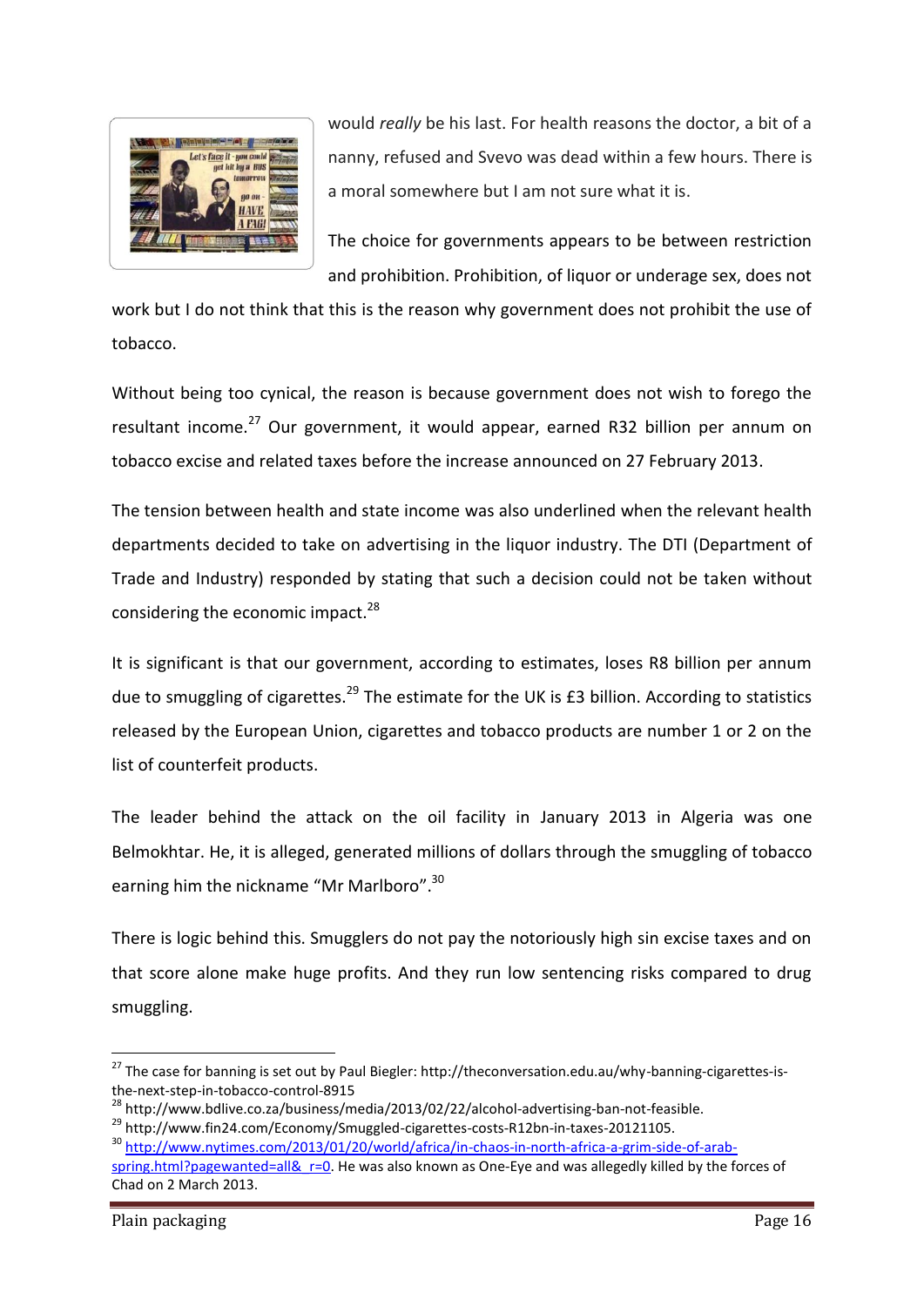would *really* be his last. For health reasons the doctor, a bit of a nanny, refused and Svevo was dead within a few hours. There is a moral somewhere but I am not sure what it is.

The choice for governments appears to be between restriction and prohibition. Prohibition, of liquor or underage sex, does not work but I do not think that this is the reason why government does not prohibit the use of tobacco.

Without being too cynical, the reason is because government does not wish to forego the resultant income.[27] Our government, it would appear, earned R32 billion per annum on tobacco excise and related taxes before the increase announced on 27 February 2013.

The tension between health and state income was also underlined when the relevant health departments decided to take on advertising in the liquor industry. The DTI (Department of Trade and Industry) responded by stating that such a decision could not be taken without considering the economic impact.[28]

It is significant is that our government, according to estimates, loses R8 billion per annum due to smuggling of cigarettes.[29] The estimate for the UK is £3 billion. According to statistics released by the European Union, cigarettes and tobacco products are number 1 or 2 on the list of counterfeit products.

The leader behind the attack on the oil facility in January 2013 in Algeria was one Belmokhtar. He, it is alleged, generated millions of dollars through the smuggling of tobacco earning him the nickname "Mr Marlboro".[30]

There is logic behind this. Smugglers do not pay the notoriously high sin excise taxes and on that score alone make huge profits. And they run low sentencing risks compared to drug smuggling.

---

[27] The case for banning is set out by Paul Biegler: http://theconversation.edu.au/why-banning-cigarettes-is-the-next-step-in-tobacco-control-8915

[28] http://www.bdlive.co.za/business/media/2013/02/22/alcohol-advertising-ban-not-feasible.

[29] http://www.fin24.com/Economy/Smuggled-cigarettes-costs-R12bn-in-taxes-20121105.

[30] http://www.nytimes.com/2013/01/20/world/africa/in-chaos-in-north-africa-a-grim-side-of-arab-spring.html?pagewanted=all&_r=0. He was also known as One-Eye and was allegedly killed by the forces of Chad on 2 March 2013.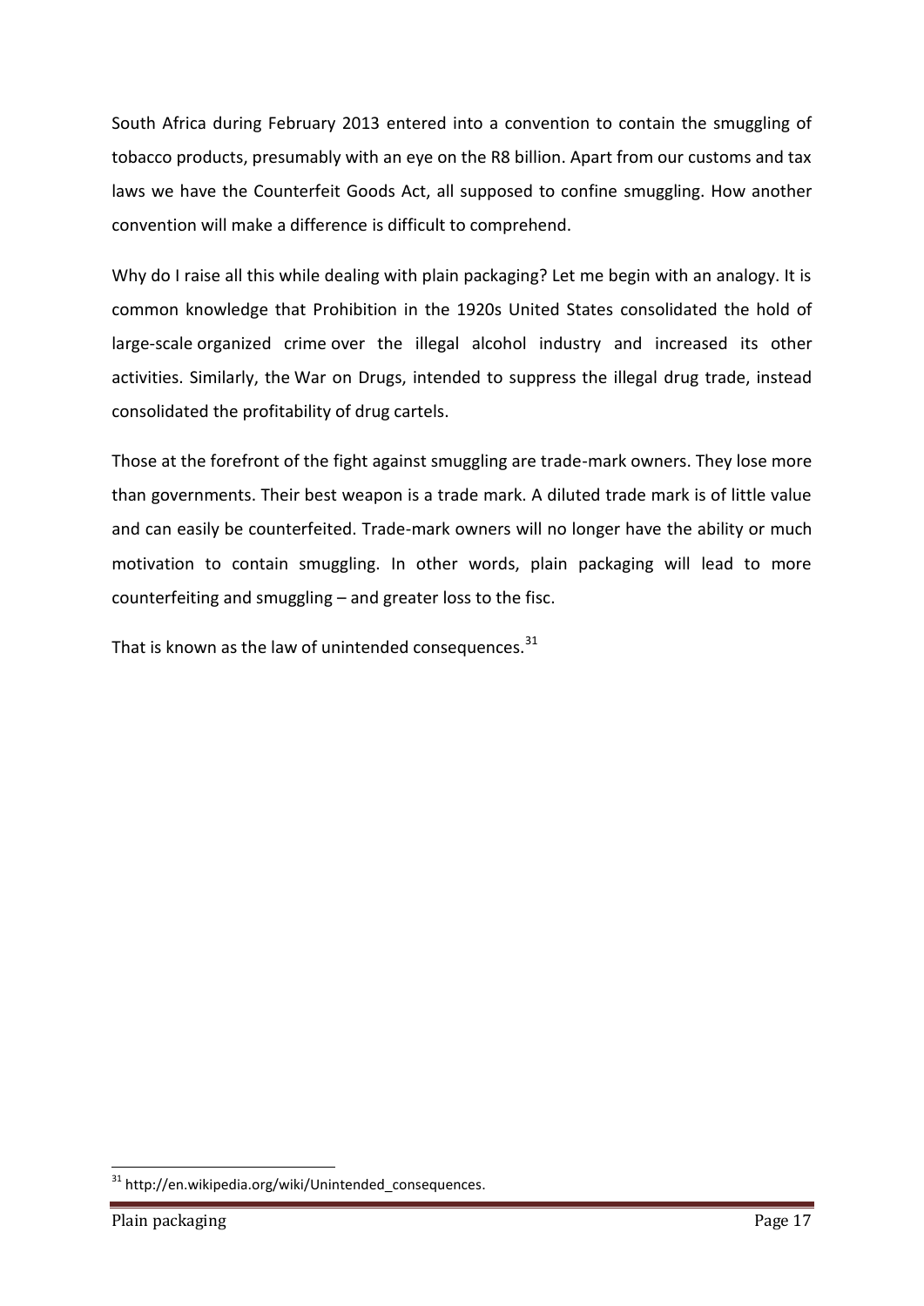South Africa during February 2013 entered into a convention to contain the smuggling of tobacco products, presumably with an eye on the R8 billion. Apart from our customs and tax laws we have the Counterfeit Goods Act, all supposed to confine smuggling. How another convention will make a difference is difficult to comprehend.

Why do I raise all this while dealing with plain packaging? Let me begin with an analogy. It is common knowledge that Prohibition in the 1920s United States consolidated the hold of large-scale organized crime over the illegal alcohol industry and increased its other activities. Similarly, the War on Drugs, intended to suppress the illegal drug trade, instead consolidated the profitability of drug cartels.

Those at the forefront of the fight against smuggling are trade-mark owners. They lose more than governments. Their best weapon is a trade mark. A diluted trade mark is of little value and can easily be counterfeited. Trade-mark owners will no longer have the ability or much motivation to contain smuggling. In other words, plain packaging will lead to more counterfeiting and smuggling – and greater loss to the fisc.

That is known as the law of unintended consequences.[31]

---

[31] http://en.wikipedia.org/wiki/Unintended_consequences.